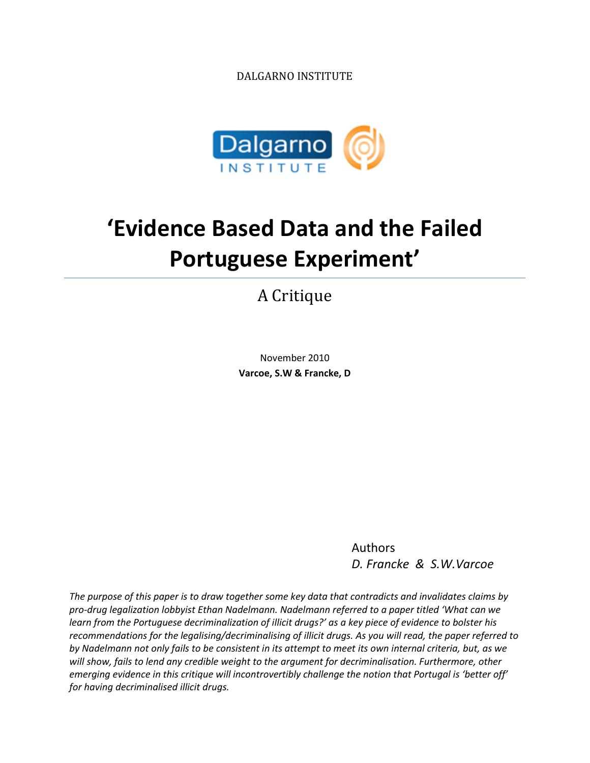DALGARNO INSTITUTE

# ‘Evidence Based Data and the Failed Portuguese Experiment’

## A Critique

November 2010

**Varcoe, S.W & Francke, D**

Authors

*D. Francke & S.W.Varcoe*

*The purpose of this paper is to draw together some key data that contradicts and invalidates claims by pro-drug legalization lobbyist Ethan Nadelmann. Nadelmann referred to a paper titled ‘What can we learn from the Portuguese decriminalization of illicit drugs?’ as a key piece of evidence to bolster his recommendations for the legalising/decriminalising of illicit drugs. As you will read, the paper referred to by Nadelmann not only fails to be consistent in its attempt to meet its own internal criteria, but, as we will show, fails to lend any credible weight to the argument for decriminalisation. Furthermore, other emerging evidence in this critique will incontrovertibly challenge the notion that Portugal is ‘better off’ for having decriminalised illicit drugs.*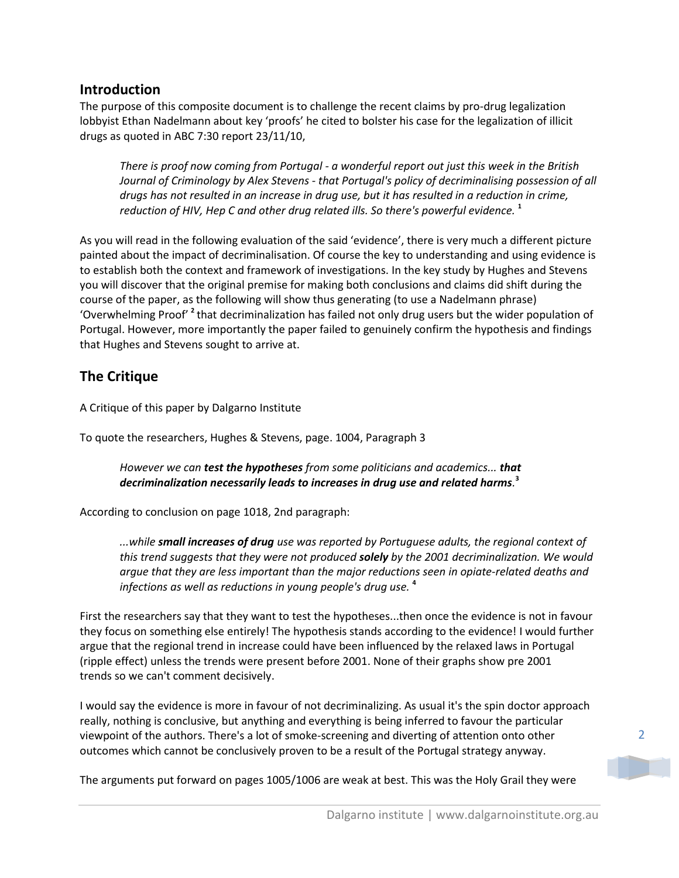## Introduction

The purpose of this composite document is to challenge the recent claims by pro-drug legalization lobbyist Ethan Nadelmann about key 'proofs' he cited to bolster his case for the legalization of illicit drugs as quoted in ABC 7:30 report 23/11/10,

> *There is proof now coming from Portugal - a wonderful report out just this week in the British Journal of Criminology by Alex Stevens - that Portugal's policy of decriminalising possession of all drugs has not resulted in an increase in drug use, but it has resulted in a reduction in crime, reduction of HIV, Hep C and other drug related ills. So there's powerful evidence.* [1]

As you will read in the following evaluation of the said 'evidence', there is very much a different picture painted about the impact of decriminalisation. Of course the key to understanding and using evidence is to establish both the context and framework of investigations. In the key study by Hughes and Stevens you will discover that the original premise for making both conclusions and claims did shift during the course of the paper, as the following will show thus generating (to use a Nadelmann phrase) 'Overwhelming Proof' [2] that decriminalization has failed not only drug users but the wider population of Portugal. However, more importantly the paper failed to genuinely confirm the hypothesis and findings that Hughes and Stevens sought to arrive at.

## The Critique

A Critique of this paper by Dalgarno Institute

To quote the researchers, Hughes & Stevens, page. 1004, Paragraph 3

> *However we can **test the hypotheses** from some politicians and academics... **that decriminalization necessarily leads to increases in drug use and related harms**.*[3]

According to conclusion on page 1018, 2nd paragraph:

> *...while **small increases of drug** use was reported by Portuguese adults, the regional context of this trend suggests that they were not produced **solely** by the 2001 decriminalization. We would argue that they are less important than the major reductions seen in opiate-related deaths and infections as well as reductions in young people's drug use.* [4]

First the researchers say that they want to test the hypotheses...then once the evidence is not in favour they focus on something else entirely! The hypothesis stands according to the evidence! I would further argue that the regional trend in increase could have been influenced by the relaxed laws in Portugal (ripple effect) unless the trends were present before 2001. None of their graphs show pre 2001 trends so we can't comment decisively.

I would say the evidence is more in favour of not decriminalizing. As usual it's the spin doctor approach really, nothing is conclusive, but anything and everything is being inferred to favour the particular viewpoint of the authors. There's a lot of smoke-screening and diverting of attention onto other outcomes which cannot be conclusively proven to be a result of the Portugal strategy anyway.

The arguments put forward on pages 1005/1006 are weak at best. This was the Holy Grail they were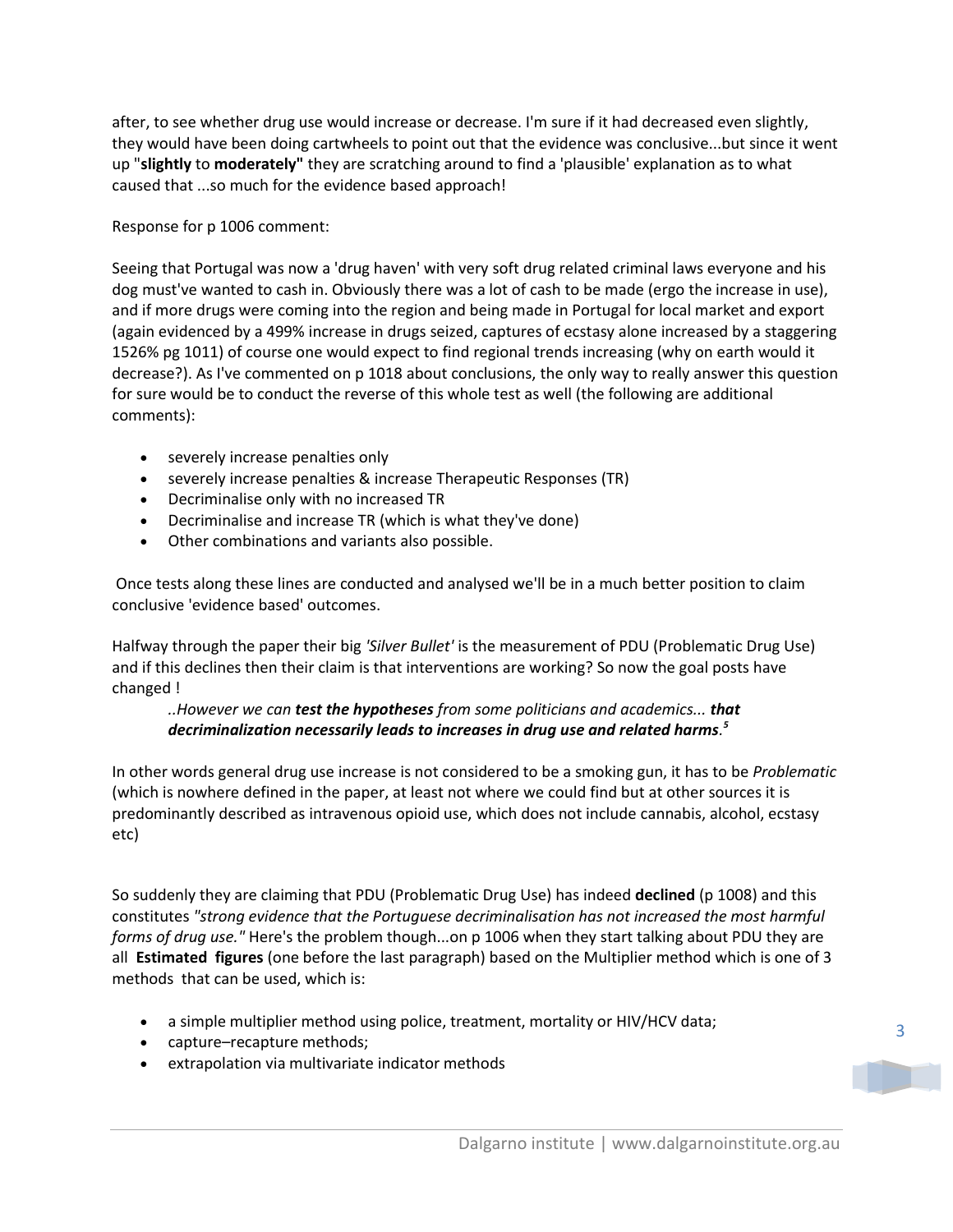after, to see whether drug use would increase or decrease. I'm sure if it had decreased even slightly, they would have been doing cartwheels to point out that the evidence was conclusive...but since it went up "**slightly** to **moderately"** they are scratching around to find a 'plausible' explanation as to what caused that ...so much for the evidence based approach!

Response for p 1006 comment:

Seeing that Portugal was now a 'drug haven' with very soft drug related criminal laws everyone and his dog must've wanted to cash in. Obviously there was a lot of cash to be made (ergo the increase in use), and if more drugs were coming into the region and being made in Portugal for local market and export (again evidenced by a 499% increase in drugs seized, captures of ecstasy alone increased by a staggering 1526% pg 1011) of course one would expect to find regional trends increasing (why on earth would it decrease?). As I've commented on p 1018 about conclusions, the only way to really answer this question for sure would be to conduct the reverse of this whole test as well (the following are additional comments):

- severely increase penalties only
- severely increase penalties & increase Therapeutic Responses (TR)
- Decriminalise only with no increased TR
- Decriminalise and increase TR (which is what they've done)
- Other combinations and variants also possible.

Once tests along these lines are conducted and analysed we'll be in a much better position to claim conclusive 'evidence based' outcomes.

Halfway through the paper their big *'Silver Bullet'* is the measurement of PDU (Problematic Drug Use) and if this declines then their claim is that interventions are working? So now the goal posts have changed !

> *..However we can **test the hypotheses** from some politicians and academics... **that decriminalization necessarily leads to increases in drug use and related harms**.*[5]

In other words general drug use increase is not considered to be a smoking gun, it has to be *Problematic* (which is nowhere defined in the paper, at least not where we could find but at other sources it is predominantly described as intravenous opioid use, which does not include cannabis, alcohol, ecstasy etc)

So suddenly they are claiming that PDU (Problematic Drug Use) has indeed **declined** (p 1008) and this constitutes *"strong evidence that the Portuguese decriminalisation has not increased the most harmful forms of drug use."* Here's the problem though...on p 1006 when they start talking about PDU they are all **Estimated figures** (one before the last paragraph) based on the Multiplier method which is one of 3 methods that can be used, which is:

- a simple multiplier method using police, treatment, mortality or HIV/HCV data;
- capture–recapture methods;
- extrapolation via multivariate indicator methods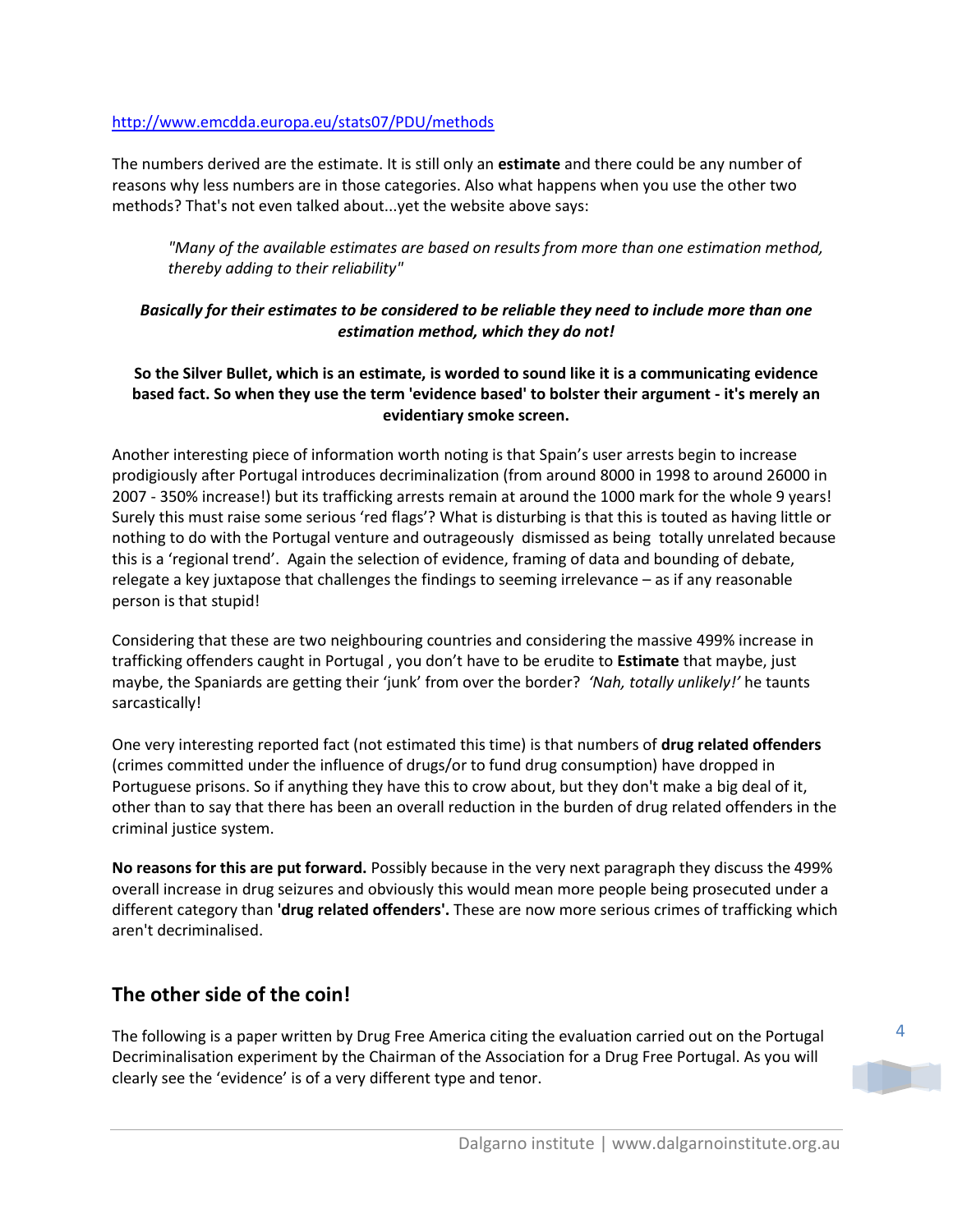http://www.emcdda.europa.eu/stats07/PDU/methods

The numbers derived are the estimate. It is still only an **estimate** and there could be any number of reasons why less numbers are in those categories. Also what happens when you use the other two methods? That's not even talked about...yet the website above says:

> *"Many of the available estimates are based on results from more than one estimation method, thereby adding to their reliability"*

***Basically for their estimates to be considered to be reliable they need to include more than one estimation method, which they do not!***

**So the Silver Bullet, which is an estimate, is worded to sound like it is a communicating evidence based fact. So when they use the term 'evidence based' to bolster their argument - it's merely an evidentiary smoke screen.**

Another interesting piece of information worth noting is that Spain's user arrests begin to increase prodigiously after Portugal introduces decriminalization (from around 8000 in 1998 to around 26000 in 2007 - 350% increase!) but its trafficking arrests remain at around the 1000 mark for the whole 9 years! Surely this must raise some serious 'red flags'? What is disturbing is that this is touted as having little or nothing to do with the Portugal venture and outrageously dismissed as being totally unrelated because this is a 'regional trend'. Again the selection of evidence, framing of data and bounding of debate, relegate a key juxtapose that challenges the findings to seeming irrelevance – as if any reasonable person is that stupid!

Considering that these are two neighbouring countries and considering the massive 499% increase in trafficking offenders caught in Portugal , you don't have to be erudite to **Estimate** that maybe, just maybe, the Spaniards are getting their 'junk' from over the border? *'Nah, totally unlikely!'* he taunts sarcastically!

One very interesting reported fact (not estimated this time) is that numbers of **drug related offenders** (crimes committed under the influence of drugs/or to fund drug consumption) have dropped in Portuguese prisons. So if anything they have this to crow about, but they don't make a big deal of it, other than to say that there has been an overall reduction in the burden of drug related offenders in the criminal justice system.

**No reasons for this are put forward.** Possibly because in the very next paragraph they discuss the 499% overall increase in drug seizures and obviously this would mean more people being prosecuted under a different category than **'drug related offenders'.** These are now more serious crimes of trafficking which aren't decriminalised.

## The other side of the coin!

The following is a paper written by Drug Free America citing the evaluation carried out on the Portugal Decriminalisation experiment by the Chairman of the Association for a Drug Free Portugal. As you will clearly see the 'evidence' is of a very different type and tenor.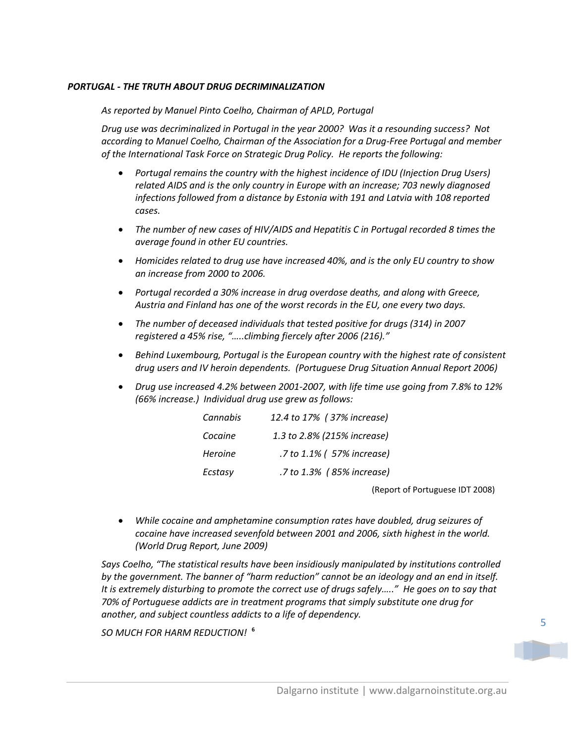***PORTUGAL - THE TRUTH ABOUT DRUG DECRIMINALIZATION***

*As reported by Manuel Pinto Coelho, Chairman of APLD, Portugal*

*Drug use was decriminalized in Portugal in the year 2000? Was it a resounding success? Not according to Manuel Coelho, Chairman of the Association for a Drug-Free Portugal and member of the International Task Force on Strategic Drug Policy. He reports the following:*

- *Portugal remains the country with the highest incidence of IDU (Injection Drug Users) related AIDS and is the only country in Europe with an increase; 703 newly diagnosed infections followed from a distance by Estonia with 191 and Latvia with 108 reported cases.*
- *The number of new cases of HIV/AIDS and Hepatitis C in Portugal recorded 8 times the average found in other EU countries.*
- *Homicides related to drug use have increased 40%, and is the only EU country to show an increase from 2000 to 2006.*
- *Portugal recorded a 30% increase in drug overdose deaths, and along with Greece, Austria and Finland has one of the worst records in the EU, one every two days.*
- *The number of deceased individuals that tested positive for drugs (314) in 2007 registered a 45% rise, "…..climbing fiercely after 2006 (216)."*
- *Behind Luxembourg, Portugal is the European country with the highest rate of consistent drug users and IV heroin dependents. (Portuguese Drug Situation Annual Report 2006)*
- *Drug use increased 4.2% between 2001-2007, with life time use going from 7.8% to 12% (66% increase.) Individual drug use grew as follows:*

| | |
|---|---|
| *Cannabis* | *12.4 to 17% ( 37% increase)* |
| *Cocaine* | *1.3 to 2.8% (215% increase)* |
| *Heroine* | *.7 to 1.1% ( 57% increase)* |
| *Ecstasy* | *.7 to 1.3% ( 85% increase)* |

(Report of Portuguese IDT 2008)

- *While cocaine and amphetamine consumption rates have doubled, drug seizures of cocaine have increased sevenfold between 2001 and 2006, sixth highest in the world. (World Drug Report, June 2009)*

*Says Coelho, "The statistical results have been insidiously manipulated by institutions controlled by the government. The banner of "harm reduction" cannot be an ideology and an end in itself. It is extremely disturbing to promote the correct use of drugs safely….." He goes on to say that 70% of Portuguese addicts are in treatment programs that simply substitute one drug for another, and subject countless addicts to a life of dependency.*

*SO MUCH FOR HARM REDUCTION!* [6]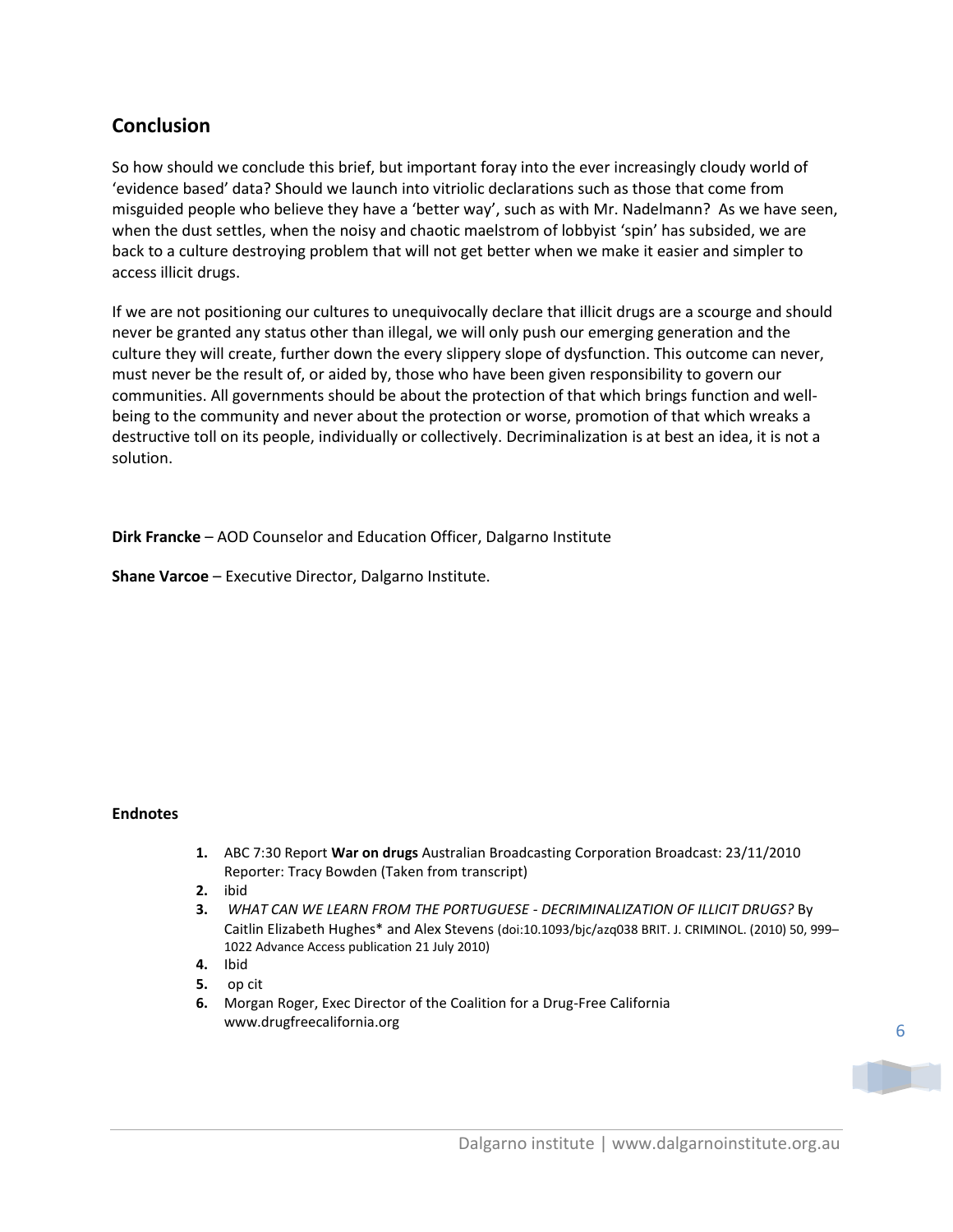## Conclusion

So how should we conclude this brief, but important foray into the ever increasingly cloudy world of 'evidence based' data? Should we launch into vitriolic declarations such as those that come from misguided people who believe they have a 'better way', such as with Mr. Nadelmann? As we have seen, when the dust settles, when the noisy and chaotic maelstrom of lobbyist 'spin' has subsided, we are back to a culture destroying problem that will not get better when we make it easier and simpler to access illicit drugs.

If we are not positioning our cultures to unequivocally declare that illicit drugs are a scourge and should never be granted any status other than illegal, we will only push our emerging generation and the culture they will create, further down the every slippery slope of dysfunction. This outcome can never, must never be the result of, or aided by, those who have been given responsibility to govern our communities. All governments should be about the protection of that which brings function and well-being to the community and never about the protection or worse, promotion of that which wreaks a destructive toll on its people, individually or collectively. Decriminalization is at best an idea, it is not a solution.

**Dirk Francke** – AOD Counselor and Education Officer, Dalgarno Institute

**Shane Varcoe** – Executive Director, Dalgarno Institute.

**Endnotes**

1. ABC 7:30 Report **War on drugs** Australian Broadcasting Corporation Broadcast: 23/11/2010 Reporter: Tracy Bowden (Taken from transcript)
2. ibid
3. *WHAT CAN WE LEARN FROM THE PORTUGUESE - DECRIMINALIZATION OF ILLICIT DRUGS?* By Caitlin Elizabeth Hughes* and Alex Stevens (doi:10.1093/bjc/azq038 BRIT. J. CRIMINOL. (2010) 50, 999–1022 Advance Access publication 21 July 2010)
4. Ibid
5. op cit
6. Morgan Roger, Exec Director of the Coalition for a Drug-Free California www.drugfreecalifornia.org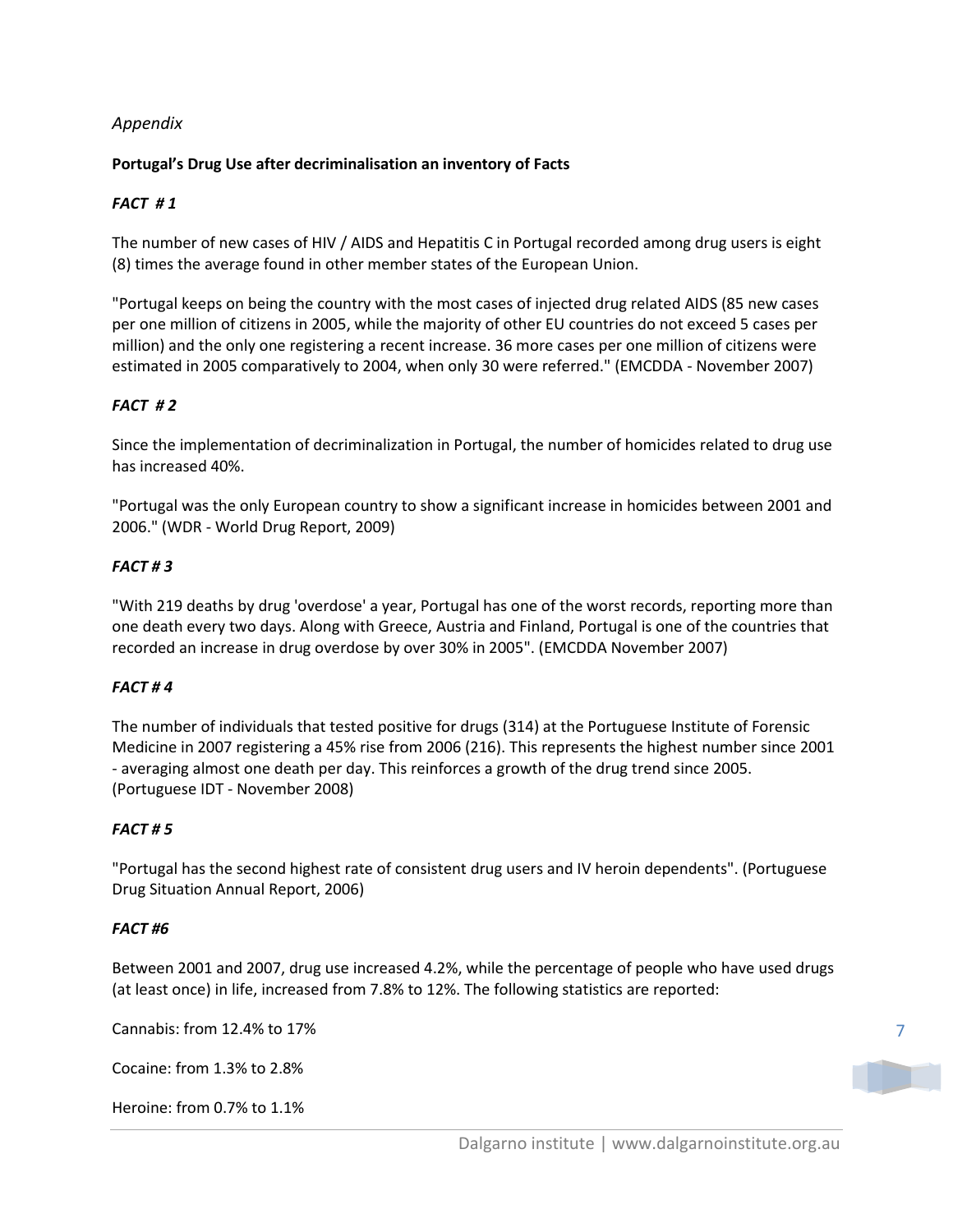*Appendix*

**Portugal's Drug Use after decriminalisation an inventory of Facts**

***FACT # 1***

The number of new cases of HIV / AIDS and Hepatitis C in Portugal recorded among drug users is eight (8) times the average found in other member states of the European Union.

"Portugal keeps on being the country with the most cases of injected drug related AIDS (85 new cases per one million of citizens in 2005, while the majority of other EU countries do not exceed 5 cases per million) and the only one registering a recent increase. 36 more cases per one million of citizens were estimated in 2005 comparatively to 2004, when only 30 were referred." (EMCDDA - November 2007)

***FACT # 2***

Since the implementation of decriminalization in Portugal, the number of homicides related to drug use has increased 40%.

"Portugal was the only European country to show a significant increase in homicides between 2001 and 2006." (WDR - World Drug Report, 2009)

***FACT # 3***

"With 219 deaths by drug 'overdose' a year, Portugal has one of the worst records, reporting more than one death every two days. Along with Greece, Austria and Finland, Portugal is one of the countries that recorded an increase in drug overdose by over 30% in 2005". (EMCDDA November 2007)

***FACT # 4***

The number of individuals that tested positive for drugs (314) at the Portuguese Institute of Forensic Medicine in 2007 registering a 45% rise from 2006 (216). This represents the highest number since 2001 - averaging almost one death per day. This reinforces a growth of the drug trend since 2005. (Portuguese IDT - November 2008)

***FACT # 5***

"Portugal has the second highest rate of consistent drug users and IV heroin dependents". (Portuguese Drug Situation Annual Report, 2006)

***FACT #6***

Between 2001 and 2007, drug use increased 4.2%, while the percentage of people who have used drugs (at least once) in life, increased from 7.8% to 12%. The following statistics are reported:

Cannabis: from 12.4% to 17%

Cocaine: from 1.3% to 2.8%

Heroine: from 0.7% to 1.1%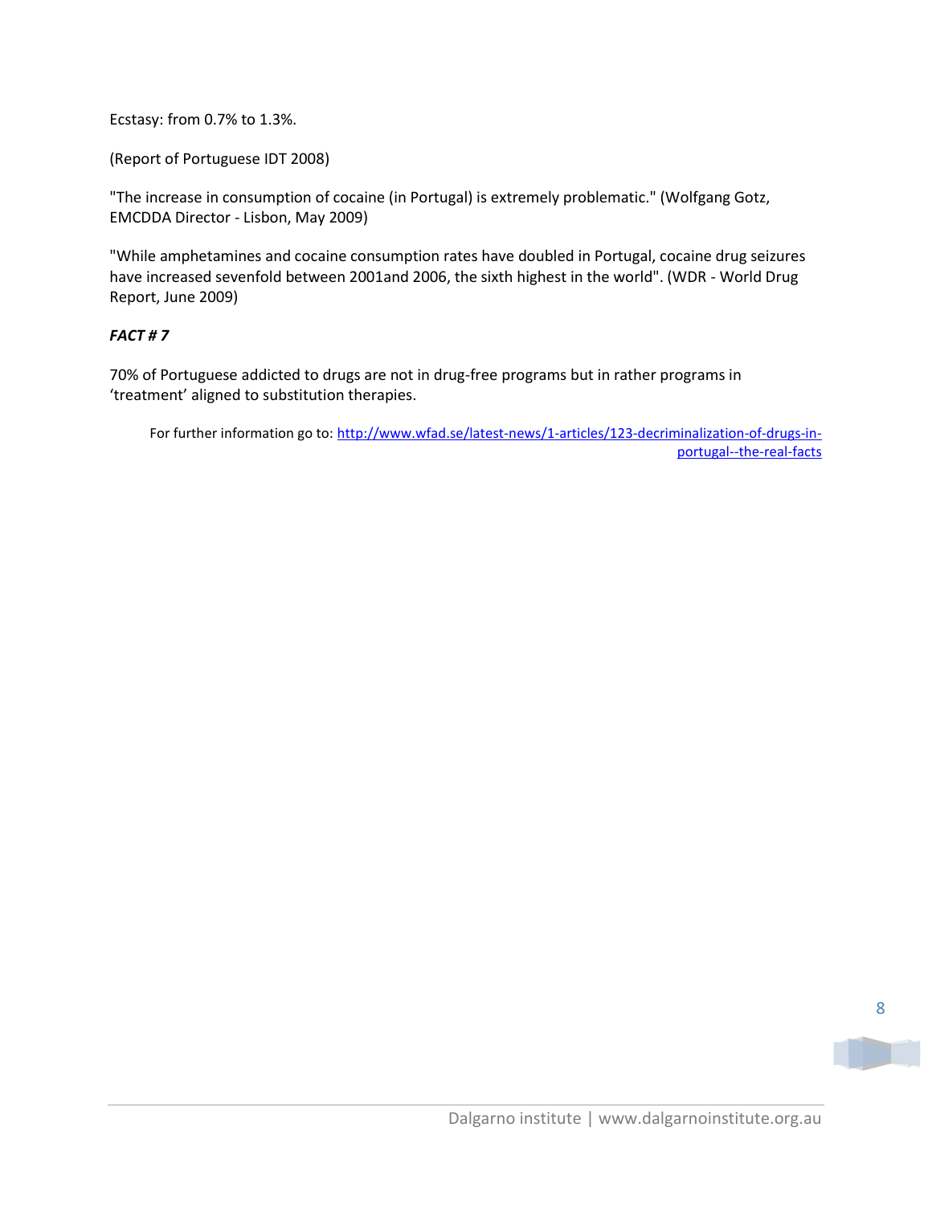Ecstasy: from 0.7% to 1.3%.

(Report of Portuguese IDT 2008)

"The increase in consumption of cocaine (in Portugal) is extremely problematic." (Wolfgang Gotz, EMCDDA Director - Lisbon, May 2009)

"While amphetamines and cocaine consumption rates have doubled in Portugal, cocaine drug seizures have increased sevenfold between 2001and 2006, the sixth highest in the world". (WDR - World Drug Report, June 2009)

***FACT # 7***

70% of Portuguese addicted to drugs are not in drug-free programs but in rather programs in 'treatment' aligned to substitution therapies.

For further information go to: [http://www.wfad.se/latest-news/1-articles/123-decriminalization-of-drugs-in-portugal--the-real-facts](http://www.wfad.se/latest-news/1-articles/123-decriminalization-of-drugs-in-portugal--the-real-facts)